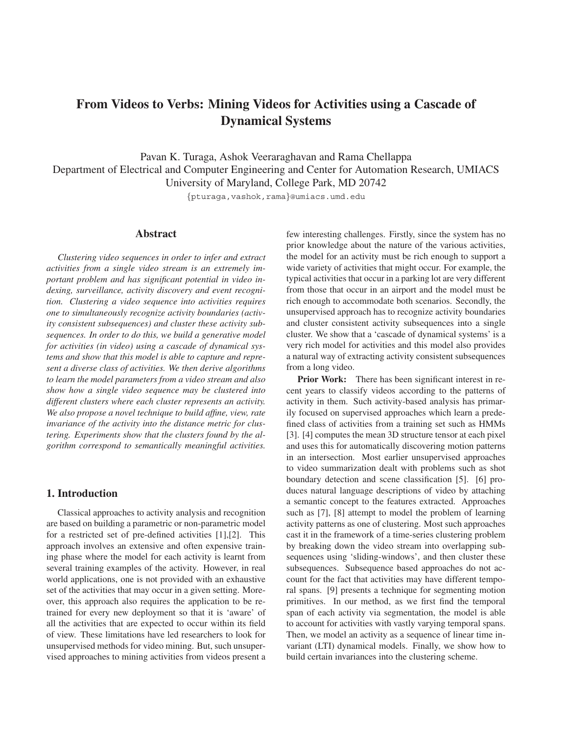# From Videos to Verbs: Mining Videos for Activities using a Cascade of Dynamical Systems

Pavan K. Turaga, Ashok Veeraraghavan and Rama Chellappa
Department of Electrical and Computer Engineering and Center for Automation Research, UMIACS
University of Maryland, College Park, MD 20742

{pturaga,vashok,rama}@umiacs.umd.edu

## Abstract

*Clustering video sequences in order to infer and extract activities from a single video stream is an extremely important problem and has significant potential in video indexing, surveillance, activity discovery and event recognition. Clustering a video sequence into activities requires one to simultaneously recognize activity boundaries (activity consistent subsequences) and cluster these activity subsequences. In order to do this, we build a generative model for activities (in video) using a cascade of dynamical systems and show that this model is able to capture and represent a diverse class of activities. We then derive algorithms to learn the model parameters from a video stream and also show how a single video sequence may be clustered into different clusters where each cluster represents an activity. We also propose a novel technique to build affine, view, rate invariance of the activity into the distance metric for clustering. Experiments show that the clusters found by the algorithm correspond to semantically meaningful activities.*

## 1. Introduction

Classical approaches to activity analysis and recognition are based on building a parametric or non-parametric model for a restricted set of pre-defined activities [1],[2]. This approach involves an extensive and often expensive training phase where the model for each activity is learnt from several training examples of the activity. However, in real world applications, one is not provided with an exhaustive set of the activities that may occur in a given setting. Moreover, this approach also requires the application to be retrained for every new deployment so that it is 'aware' of all the activities that are expected to occur within its field of view. These limitations have led researchers to look for unsupervised methods for video mining. But, such unsupervised approaches to mining activities from videos present a few interesting challenges. Firstly, since the system has no prior knowledge about the nature of the various activities, the model for an activity must be rich enough to support a wide variety of activities that might occur. For example, the typical activities that occur in a parking lot are very different from those that occur in an airport and the model must be rich enough to accommodate both scenarios. Secondly, the unsupervised approach has to recognize activity boundaries and cluster consistent activity subsequences into a single cluster. We show that a 'cascade of dynamical systems' is a very rich model for activities and this model also provides a natural way of extracting activity consistent subsequences from a long video.

**Prior Work:** There has been significant interest in recent years to classify videos according to the patterns of activity in them. Such activity-based analysis has primarily focused on supervised approaches which learn a predefined class of activities from a training set such as HMMs [3]. [4] computes the mean 3D structure tensor at each pixel and uses this for automatically discovering motion patterns in an intersection. Most earlier unsupervised approaches to video summarization dealt with problems such as shot boundary detection and scene classification [5]. [6] produces natural language descriptions of video by attaching a semantic concept to the features extracted. Approaches such as [7], [8] attempt to model the problem of learning activity patterns as one of clustering. Most such approaches cast it in the framework of a time-series clustering problem by breaking down the video stream into overlapping subsequences using 'sliding-windows', and then cluster these subsequences. Subsequence based approaches do not account for the fact that activities may have different temporal spans. [9] presents a technique for segmenting motion primitives. In our method, as we first find the temporal span of each activity via segmentation, the model is able to account for activities with vastly varying temporal spans. Then, we model an activity as a sequence of linear time invariant (LTI) dynamical models. Finally, we show how to build certain invariances into the clustering scheme.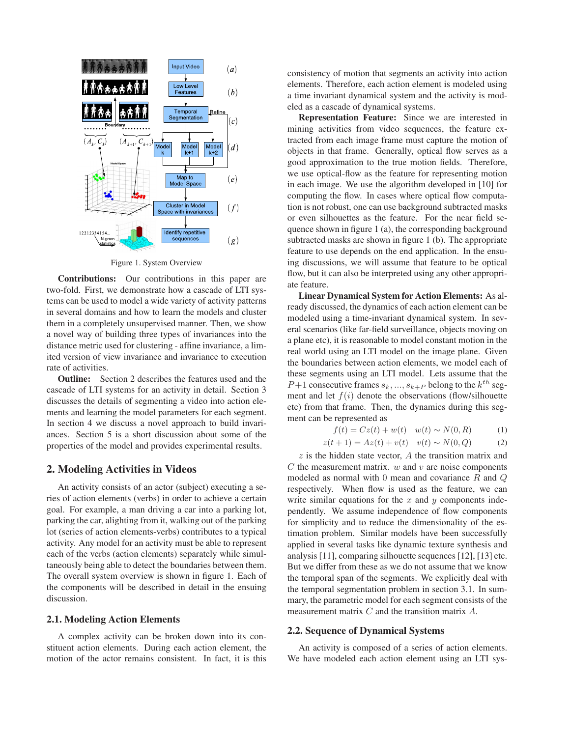Input Video (a)

Low Level Features (b)

Temporal Segmentation (c)

Refine

Boundary

$(A_k, C_k)$ $(A_{k+1}, C_{k+1})$

Model k Model k+1 Model k+2 (d)

Model Space

Map to Model Space (e)

Cluster in Model Space with invariances (f)

12212334154...

N-gram statistics

Identify repetitive sequences (g)

Figure 1. System Overview

**Contributions:** Our contributions in this paper are two-fold. First, we demonstrate how a cascade of LTI systems can be used to model a wide variety of activity patterns in several domains and how to learn the models and cluster them in a completely unsupervised manner. Then, we show a novel way of building three types of invariances into the distance metric used for clustering - affine invariance, a limited version of view invariance and invariance to execution rate of activities.

**Outline:** Section 2 describes the features used and the cascade of LTI systems for an activity in detail. Section 3 discusses the details of segmenting a video into action elements and learning the model parameters for each segment. In section 4 we discuss a novel approach to build invariances. Section 5 is a short discussion about some of the properties of the model and provides experimental results.

## 2. Modeling Activities in Videos

An activity consists of an actor (subject) executing a series of action elements (verbs) in order to achieve a certain goal. For example, a man driving a car into a parking lot, parking the car, alighting from it, walking out of the parking lot (series of action elements-verbs) contributes to a typical activity. Any model for an activity must be able to represent each of the verbs (action elements) separately while simultaneously being able to detect the boundaries between them. The overall system overview is shown in figure 1. Each of the components will be described in detail in the ensuing discussion.

### 2.1. Modeling Action Elements

A complex activity can be broken down into its constituent action elements. During each action element, the motion of the actor remains consistent. In fact, it is this consistency of motion that segments an activity into action elements. Therefore, each action element is modeled using a time invariant dynamical system and the activity is modeled as a cascade of dynamical systems.

**Representation Feature:** Since we are interested in mining activities from video sequences, the feature extracted from each image frame must capture the motion of objects in that frame. Generally, optical flow serves as a good approximation to the true motion fields. Therefore, we use optical-flow as the feature for representing motion in each image. We use the algorithm developed in [10] for computing the flow. In cases where optical flow computation is not robust, one can use background subtracted masks or even silhouettes as the feature. For the near field sequence shown in figure 1 (a), the corresponding background subtracted masks are shown in figure 1 (b). The appropriate feature to use depends on the end application. In the ensuing discussions, we will assume that feature to be optical flow, but it can also be interpreted using any other appropriate feature.

**Linear Dynamical System for Action Elements:** As already discussed, the dynamics of each action element can be modeled using a time-invariant dynamical system. In several scenarios (like far-field surveillance, objects moving on a plane etc), it is reasonable to model constant motion in the real world using an LTI model on the image plane. Given the boundaries between action elements, we model each of these segments using an LTI model. Lets assume that the $P+1$ consecutive frames $s_k, ..., s_{k+P}$ belong to the $k^{th}$ segment and let $f(i)$ denote the observations (flow/silhouette etc) from that frame. Then, the dynamics during this segment can be represented as

$$f(t) = Cz(t) + w(t) \quad w(t) \sim N(0, R) \tag{1}$$

$$z(t+1) = Az(t) + v(t) \quad v(t) \sim N(0, Q) \tag{2}$$

$z$ is the hidden state vector, $A$ the transition matrix and $C$ the measurement matrix. $w$ and $v$ are noise components modeled as normal with $0$ mean and covariance $R$ and $Q$ respectively. When flow is used as the feature, we can write similar equations for the $x$ and $y$ components independently. We assume independence of flow components for simplicity and to reduce the dimensionality of the estimation problem. Similar models have been successfully applied in several tasks like dynamic texture synthesis and analysis [11], comparing silhouette sequences [12], [13] etc. But we differ from these as we do not assume that we know the temporal span of the segments. We explicitly deal with the temporal segmentation problem in section 3.1. In summary, the parametric model for each segment consists of the measurement matrix $C$ and the transition matrix $A$.

### 2.2. Sequence of Dynamical Systems

An activity is composed of a series of action elements. We have modeled each action element using an LTI sys-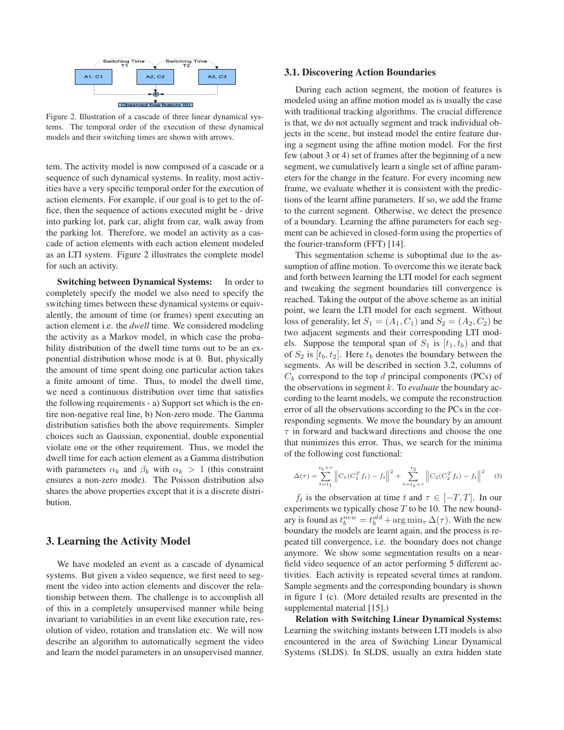Figure 2. Illustration of a cascade of three linear dynamical systems. The temporal order of the execution of these dynamical models and their switching times are shown with arrows.

tem. The activity model is now composed of a cascade or a sequence of such dynamical systems. In reality, most activities have a very specific temporal order for the execution of action elements. For example, if our goal is to get to the office, then the sequence of actions executed might be - drive into parking lot, park car, alight from car, walk away from the parking lot. Therefore, we model an activity as a cascade of action elements with each action element modeled as an LTI system. Figure 2 illustrates the complete model for such an activity.

**Switching between Dynamical Systems:** In order to completely specify the model we also need to specify the switching times between these dynamical systems or equivalently, the amount of time (or frames) spent executing an action element i.e. the *dwell* time. We considered modeling the activity as a Markov model, in which case the probability distribution of the dwell time turns out to be an exponential distribution whose mode is at 0. But, physically the amount of time spent doing one particular action takes a finite amount of time. Thus, to model the dwell time, we need a continuous distribution over time that satisfies the following requirements - a) Support set which is the entire non-negative real line, b) Non-zero mode. The Gamma distribution satisfies both the above requirements. Simpler choices such as Gaussian, exponential, double exponential violate one or the other requirement. Thus, we model the dwell time for each action element as a Gamma distribution with parameters $\alpha_k$ and $\beta_k$ with $\alpha_k > 1$ (this constraint ensures a non-zero mode). The Poisson distribution also shares the above properties except that it is a discrete distribution.

## 3. Learning the Activity Model

We have modeled an event as a cascade of dynamical systems. But given a video sequence, we first need to segment the video into action elements and discover the relationship between them. The challenge is to accomplish all of this in a completely unsupervised manner while being invariant to variabilities in an event like execution rate, resolution of video, rotation and translation etc. We will now describe an algorithm to automatically segment the video and learn the model parameters in an unsupervised manner.

### 3.1. Discovering Action Boundaries

During each action segment, the motion of features is modeled using an affine motion model as is usually the case with traditional tracking algorithms. The crucial difference is that, we do not actually segment and track individual objects in the scene, but instead model the entire feature during a segment using the affine motion model. For the first few (about 3 or 4) set of frames after the beginning of a new segment, we cumulatively learn a single set of affine parameters for the change in the feature. For every incoming new frame, we evaluate whether it is consistent with the predictions of the learnt affine parameters. If so, we add the frame to the current segment. Otherwise, we detect the presence of a boundary. Learning the affine parameters for each segment can be achieved in closed-form using the properties of the fourier-transform (FFT) [14].

This segmentation scheme is suboptimal due to the assumption of affine motion. To overcome this we iterate back and forth between learning the LTI model for each segment and tweaking the segment boundaries till convergence is reached. Taking the output of the above scheme as an initial point, we learn the LTI model for each segment. Without loss of generality, let $S_1 = (A_1, C_1)$ and $S_2 = (A_2, C_2)$ be two adjacent segments and their corresponding LTI models. Suppose the temporal span of $S_1$ is $[t_1, t_b)$ and that of $S_2$ is $[t_b, t_2]$. Here $t_b$ denotes the boundary between the segments. As will be described in section 3.2, columns of $C_k$ correspond to the top $d$ principal components (PCs) of the observations in segment $k$. To *evaluate* the boundary according to the learnt models, we compute the reconstruction error of all the observations according to the PCs in the corresponding segments. We move the boundary by an amount $\tau$ in forward and backward directions and choose the one that minimizes this error. Thus, we search for the minima of the following cost functional:

$$\Delta(\tau) = \sum_{t=t_1}^{t_b+\tau} \left\| C_1(C_1^T f_t) - f_t \right\|^2 + \sum_{t=t_b+\tau}^{t_2} \left\| C_2(C_2^T f_t) - f_t \right\|^2 \quad (3)$$

$f_t$ is the observation at time $t$ and $\tau \in [-T, T]$. In our experiments we typically chose $T$ to be 10. The new boundary is found as $t_b^{new} = t_b^{old} + \arg\min_\tau \Delta(\tau)$. With the new boundary the models are learnt again, and the process is repeated till convergence, i.e. the boundary does not change anymore. We show some segmentation results on a near-field video sequence of an actor performing 5 different activities. Each activity is repeated several times at random. Sample segments and the corresponding boundary is shown in figure 1 (c). (More detailed results are presented in the supplemental material [15].)

**Relation with Switching Linear Dynamical Systems:** Learning the switching instants between LTI models is also encountered in the area of Switching Linear Dynamical Systems (SLDS). In SLDS, usually an extra hidden state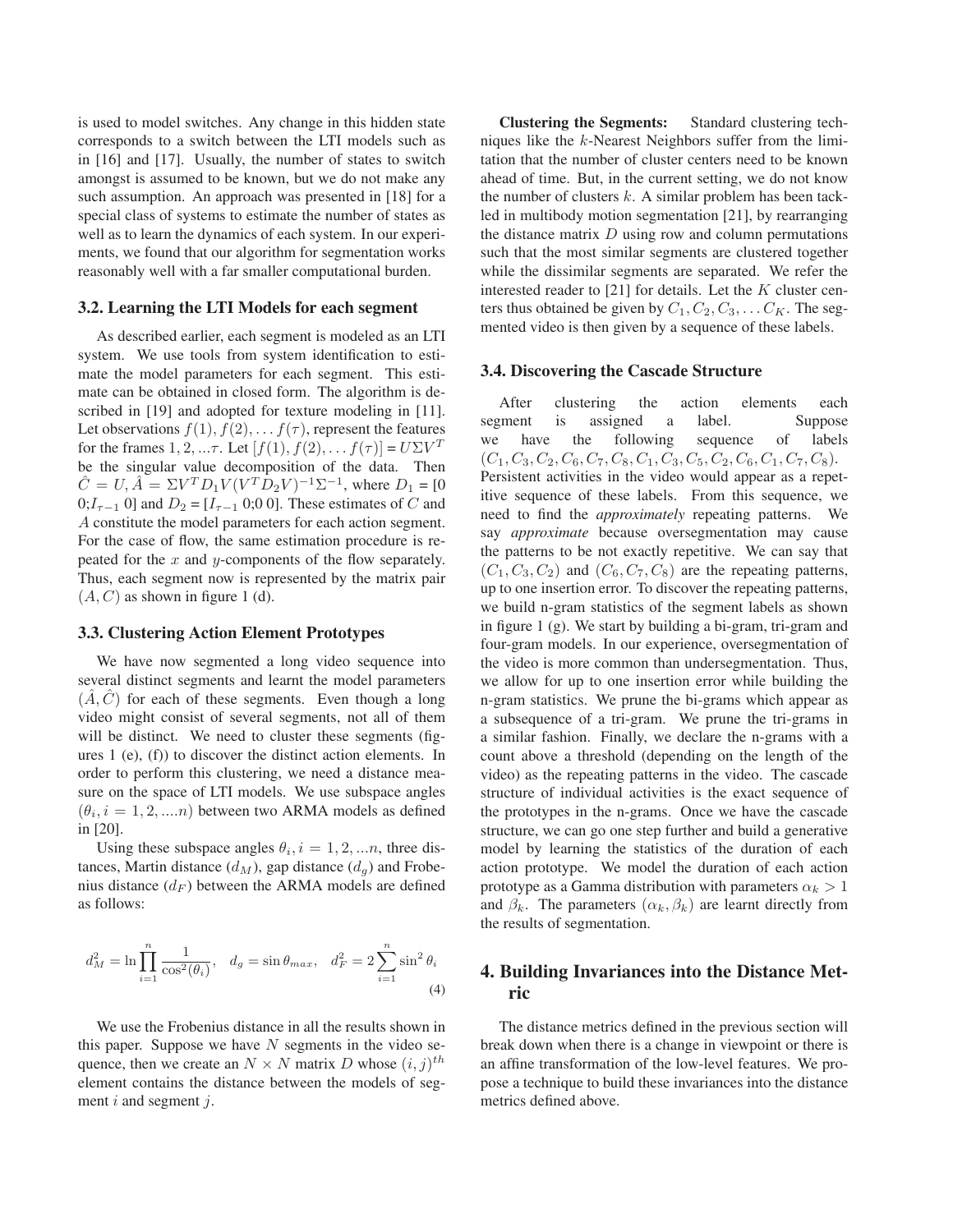is used to model switches. Any change in this hidden state corresponds to a switch between the LTI models such as in [16] and [17]. Usually, the number of states to switch amongst is assumed to be known, but we do not make any such assumption. An approach was presented in [18] for a special class of systems to estimate the number of states as well as to learn the dynamics of each system. In our experiments, we found that our algorithm for segmentation works reasonably well with a far smaller computational burden.

### 3.2. Learning the LTI Models for each segment

As described earlier, each segment is modeled as an LTI system. We use tools from system identification to estimate the model parameters for each segment. This estimate can be obtained in closed form. The algorithm is described in [19] and adopted for texture modeling in [11]. Let observations $f(1), f(2), \ldots f(\tau)$, represent the features for the frames $1, 2, \ldots \tau$. Let $[f(1), f(2), \ldots f(\tau)] = U \Sigma V^T$ be the singular value decomposition of the data. Then $\hat{C} = U, \hat{A} = \Sigma V^T D_1 V (V^T D_2 V)^{-1} \Sigma^{-1}$, where $D_1$ = [0 0;$I_{\tau-1}$ 0] and $D_2$ = [$I_{\tau-1}$ 0;0 0]. These estimates of $C$ and $A$ constitute the model parameters for each action segment. For the case of flow, the same estimation procedure is repeated for the $x$ and $y$-components of the flow separately. Thus, each segment now is represented by the matrix pair $(A, C)$ as shown in figure 1 (d).

### 3.3. Clustering Action Element Prototypes

We have now segmented a long video sequence into several distinct segments and learnt the model parameters $(\hat{A}, \hat{C})$ for each of these segments. Even though a long video might consist of several segments, not all of them will be distinct. We need to cluster these segments (figures 1 (e), (f)) to discover the distinct action elements. In order to perform this clustering, we need a distance measure on the space of LTI models. We use subspace angles $(\theta_i, i = 1, 2, \ldots n)$ between two ARMA models as defined in [20].

Using these subspace angles $\theta_i, i = 1, 2, \ldots n$, three distances, Martin distance ($d_M$), gap distance ($d_g$) and Frobenius distance ($d_F$) between the ARMA models are defined as follows:

$$d_M^2 = \ln \prod_{i=1}^{n} \frac{1}{\cos^2(\theta_i)}, \quad d_g = \sin \theta_{max}, \quad d_F^2 = 2 \sum_{i=1}^{n} \sin^2 \theta_i \tag{4}$$

We use the Frobenius distance in all the results shown in this paper. Suppose we have $N$ segments in the video sequence, then we create an $N \times N$ matrix $D$ whose $(i, j)^{th}$ element contains the distance between the models of segment $i$ and segment $j$.

**Clustering the Segments:** Standard clustering techniques like the $k$-Nearest Neighbors suffer from the limitation that the number of cluster centers need to be known ahead of time. But, in the current setting, we do not know the number of clusters $k$. A similar problem has been tackled in multibody motion segmentation [21], by rearranging the distance matrix $D$ using row and column permutations such that the most similar segments are clustered together while the dissimilar segments are separated. We refer the interested reader to [21] for details. Let the $K$ cluster centers thus obtained be given by $C_1, C_2, C_3, \ldots C_K$. The segmented video is then given by a sequence of these labels.

### 3.4. Discovering the Cascade Structure

After clustering the action elements each segment is assigned a label. Suppose we have the following sequence of labels $(C_1, C_3, C_2, C_6, C_7, C_8, C_1, C_3, C_5, C_2, C_6, C_1, C_7, C_8)$. Persistent activities in the video would appear as a repetitive sequence of these labels. From this sequence, we need to find the *approximately* repeating patterns. We say *approximate* because oversegmentation may cause the patterns to be not exactly repetitive. We can say that $(C_1, C_3, C_2)$ and $(C_6, C_7, C_8)$ are the repeating patterns, up to one insertion error. To discover the repeating patterns, we build n-gram statistics of the segment labels as shown in figure 1 (g). We start by building a bi-gram, tri-gram and four-gram models. In our experience, oversegmentation of the video is more common than undersegmentation. Thus, we allow for up to one insertion error while building the n-gram statistics. We prune the bi-grams which appear as a subsequence of a tri-gram. We prune the tri-grams in a similar fashion. Finally, we declare the n-grams with a count above a threshold (depending on the length of the video) as the repeating patterns in the video. The cascade structure of individual activities is the exact sequence of the prototypes in the n-grams. Once we have the cascade structure, we can go one step further and build a generative model by learning the statistics of the duration of each action prototype. We model the duration of each action prototype as a Gamma distribution with parameters $\alpha_k > 1$ and $\beta_k$. The parameters $(\alpha_k, \beta_k)$ are learnt directly from the results of segmentation.

## 4. Building Invariances into the Distance Metric

The distance metrics defined in the previous section will break down when there is a change in viewpoint or there is an affine transformation of the low-level features. We propose a technique to build these invariances into the distance metrics defined above.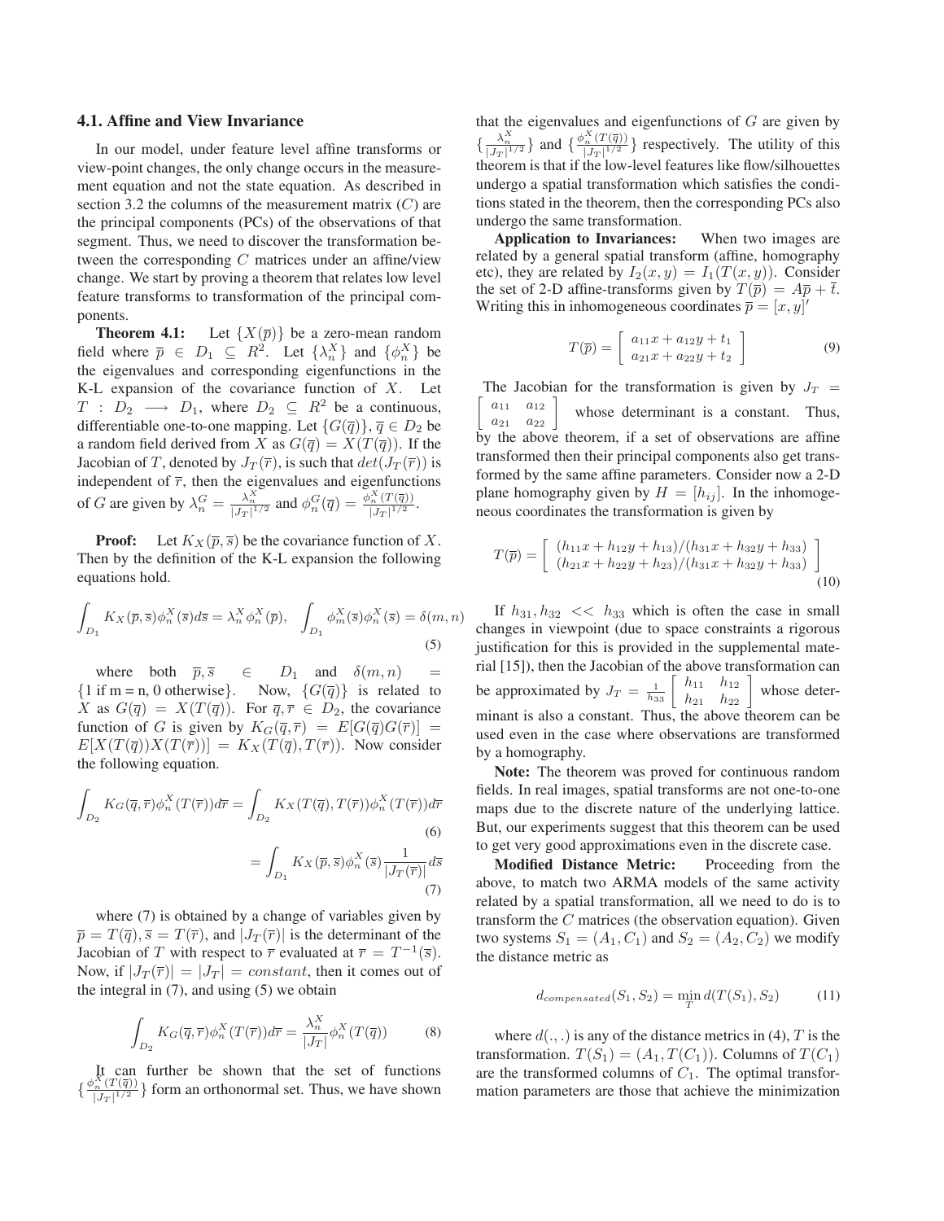### 4.1. Affine and View Invariance

In our model, under feature level affine transforms or view-point changes, the only change occurs in the measurement equation and not the state equation. As described in section 3.2 the columns of the measurement matrix ($C$) are the principal components (PCs) of the observations of that segment. Thus, we need to discover the transformation between the corresponding $C$ matrices under an affine/view change. We start by proving a theorem that relates low level feature transforms to transformation of the principal components.

**Theorem 4.1:** Let $\{X(\overline{p})\}$ be a zero-mean random field where $\overline{p} \in D_1 \subseteq R^2$. Let $\{\lambda_n^X\}$ and $\{\phi_n^X\}$ be the eigenvalues and corresponding eigenfunctions in the K-L expansion of the covariance function of $X$. Let $T : D_2 \longrightarrow D_1$, where $D_2 \subseteq R^2$ be a continuous, differentiable one-to-one mapping. Let $\{G(\overline{q})\}, \overline{q} \in D_2$ be a random field derived from $X$ as $G(\overline{q}) = X(T(\overline{q}))$. If the Jacobian of $T$, denoted by $J_T(\overline{r})$, is such that $det(J_T(\overline{r}))$ is independent of $\overline{r}$, then the eigenvalues and eigenfunctions of $G$ are given by $\lambda_n^G = \frac{\lambda_n^X}{|J_T|^{1/2}}$ and $\phi_n^G(\overline{q}) = \frac{\phi_n^X(T(\overline{q}))}{|J_T|^{1/2}}$.

**Proof:** Let $K_X(\overline{p}, \overline{s})$ be the covariance function of $X$. Then by the definition of the K-L expansion the following equations hold.

$$\int_{D_1} K_X(\overline{p}, \overline{s})\phi_n^X(\overline{s})d\overline{s} = \lambda_n^X \phi_n^X(\overline{p}), \quad \int_{D_1} \phi_m^X(\overline{s})\phi_n^X(\overline{s}) = \delta(m, n) \tag{5}$$

where both $\overline{p}, \overline{s} \in D_1$ and $\delta(m, n) = \{1 \text{ if m = n, 0 otherwise}\}$. Now, $\{G(\overline{q})\}$ is related to $X$ as $G(\overline{q}) = X(T(\overline{q}))$. For $\overline{q}, \overline{r} \in D_2$, the covariance function of $G$ is given by $K_G(\overline{q}, \overline{r}) = E[G(\overline{q})G(\overline{r})] = E[X(T(\overline{q}))X(T(\overline{r}))] = K_X(T(\overline{q}), T(\overline{r}))$. Now consider the following equation.

$$\int_{D_2} K_G(\overline{q}, \overline{r})\phi_n^X(T(\overline{r}))d\overline{r} = \int_{D_2} K_X(T(\overline{q}), T(\overline{r}))\phi_n^X(T(\overline{r}))d\overline{r} \tag{6}$$

$$= \int_{D_1} K_X(\overline{p}, \overline{s})\phi_n^X(\overline{s})\frac{1}{|J_T(\overline{r})|}d\overline{s} \tag{7}$$

where (7) is obtained by a change of variables given by $\overline{p} = T(\overline{p}), \overline{s} = T(\overline{r})$, and $|J_T(\overline{r})|$ is the determinant of the Jacobian of $T$ with respect to $\overline{r}$ evaluated at $\overline{r} = T^{-1}(\overline{s})$. Now, if $|J_T(\overline{r})| = |J_T| = constant$, then it comes out of the integral in (7), and using (5) we obtain

$$\int_{D_2} K_G(\overline{q}, \overline{r})\phi_n^X(T(\overline{r}))d\overline{r} = \frac{\lambda_n^X}{|J_T|}\phi_n^X(T(\overline{q})) \tag{8}$$

It can further be shown that the set of functions $\{\frac{\phi_n^X(T(\overline{q}))}{|J_T|^{1/2}}\}$ form an orthonormal set. Thus, we have shown that the eigenvalues and eigenfunctions of $G$ are given by $\{\frac{\lambda_n^X}{|J_T|^{1/2}}\}$ and $\{\frac{\phi_n^X(T(\overline{q}))}{|J_T|^{1/2}}\}$ respectively. The utility of this theorem is that if the low-level features like flow/silhouettes undergo a spatial transformation which satisfies the conditions stated in the theorem, then the corresponding PCs also undergo the same transformation.

**Application to Invariances:** When two images are related by a general spatial transform (affine, homography etc), they are related by $I_2(x, y) = I_1(T(x, y))$. Consider the set of 2-D affine-transforms given by $T(\overline{p}) = A\overline{p} + \overline{t}$. Writing this in inhomogeneous coordinates $\overline{p} = [x, y]'$

$$T(\overline{p}) = \begin{bmatrix} a_{11}x + a_{12}y + t_1 \\ a_{21}x + a_{22}y + t_2 \end{bmatrix} \tag{9}$$

The Jacobian for the transformation is given by $J_T = \begin{bmatrix} a_{11} & a_{12} \\ a_{21} & a_{22} \end{bmatrix}$ whose determinant is a constant. Thus, by the above theorem, if a set of observations are affine transformed then their principal components also get transformed by the same affine parameters. Consider now a 2-D plane homography given by $H = [h_{ij}]$. In the inhomogeneous coordinates the transformation is given by

$$T(\overline{p}) = \begin{bmatrix} (h_{11}x + h_{12}y + h_{13})/(h_{31}x + h_{32}y + h_{33}) \\ (h_{21}x + h_{22}y + h_{23})/(h_{31}x + h_{32}y + h_{33}) \end{bmatrix} \tag{10}$$

If $h_{31}, h_{32} << h_{33}$ which is often the case in small changes in viewpoint (due to space constraints a rigorous justification for this is provided in the supplemental material [15]), then the Jacobian of the above transformation can be approximated by $J_T = \frac{1}{h_{33}}\begin{bmatrix} h_{11} & h_{12} \\ h_{21} & h_{22} \end{bmatrix}$ whose determinant is also a constant. Thus, the above theorem can be used even in the case where observations are transformed by a homography.

**Note:** The theorem was proved for continuous random fields. In real images, spatial transforms are not one-to-one maps due to the discrete nature of the underlying lattice. But, our experiments suggest that this theorem can be used to get very good approximations even in the discrete case.

**Modified Distance Metric:** Proceeding from the above, to match two ARMA models of the same activity related by a spatial transformation, all we need to do is to transform the $C$ matrices (the observation equation). Given two systems $S_1 = (A_1, C_1)$ and $S_2 = (A_2, C_2)$ we modify the distance metric as

$$d_{compensated}(S_1, S_2) = \min_T d(T(S_1), S_2) \tag{11}$$

where $d(.,.)$ is any of the distance metrics in (4), $T$ is the transformation. $T(S_1) = (A_1, T(C_1))$. Columns of $T(C_1)$ are the transformed columns of $C_1$. The optimal transformation parameters are those that achieve the minimization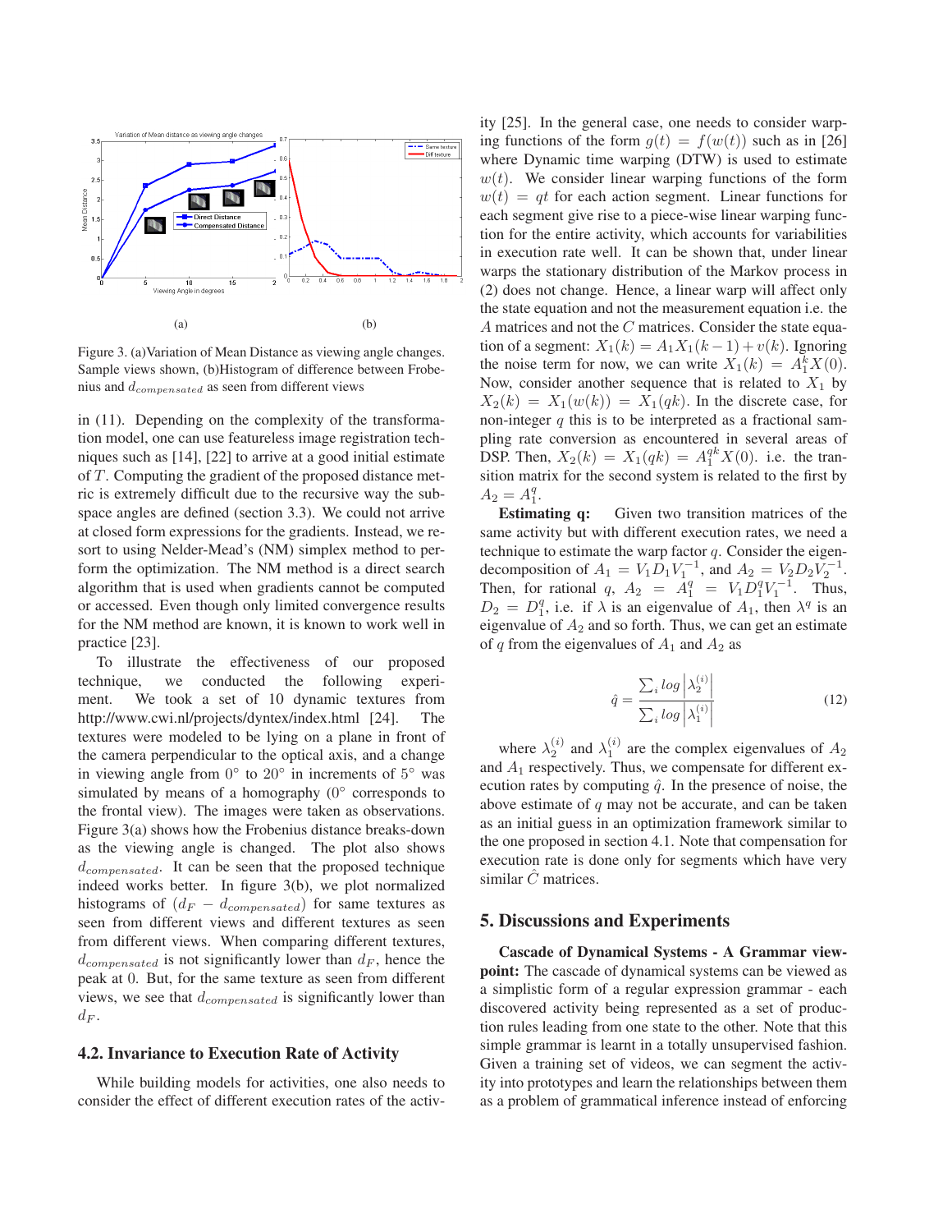Figure 3. (a)Variation of Mean Distance as viewing angle changes. Sample views shown, (b)Histogram of difference between Frobenius and $d_{compensated}$ as seen from different views

in (11). Depending on the complexity of the transformation model, one can use featureless image registration techniques such as [14], [22] to arrive at a good initial estimate of $T$. Computing the gradient of the proposed distance metric is extremely difficult due to the recursive way the subspace angles are defined (section 3.3). We could not arrive at closed form expressions for the gradients. Instead, we resort to using Nelder-Mead's (NM) simplex method to perform the optimization. The NM method is a direct search algorithm that is used when gradients cannot be computed or accessed. Even though only limited convergence results for the NM method are known, it is known to work well in practice [23].

To illustrate the effectiveness of our proposed technique, we conducted the following experiment. We took a set of 10 dynamic textures from http://www.cwi.nl/projects/dyntex/index.html [24]. The textures were modeled to be lying on a plane in front of the camera perpendicular to the optical axis, and a change in viewing angle from $0^\circ$ to $20^\circ$ in increments of $5^\circ$ was simulated by means of a homography ($0^\circ$ corresponds to the frontal view). The images were taken as observations. Figure 3(a) shows how the Frobenius distance breaks-down as the viewing angle is changed. The plot also shows $d_{compensated}$. It can be seen that the proposed technique indeed works better. In figure 3(b), we plot normalized histograms of $(d_F - d_{compensated})$ for same textures as seen from different views and different textures as seen from different views. When comparing different textures, $d_{compensated}$ is not significantly lower than $d_F$, hence the peak at 0. But, for the same texture as seen from different views, we see that $d_{compensated}$ is significantly lower than $d_F$.

## 4.2. Invariance to Execution Rate of Activity

While building models for activities, one also needs to consider the effect of different execution rates of the activity [25]. In the general case, one needs to consider warping functions of the form $g(t) = f(w(t))$ such as in [26] where Dynamic time warping (DTW) is used to estimate $w(t)$. We consider linear warping functions of the form $w(t) = qt$ for each action segment. Linear functions for each segment give rise to a piece-wise linear warping function for the entire activity, which accounts for variabilities in execution rate well. It can be shown that, under linear warps the stationary distribution of the Markov process in (2) does not change. Hence, a linear warp will affect only the state equation and not the measurement equation i.e. the $A$ matrices and not the $C$ matrices. Consider the state equation of a segment: $X_1(k) = A_1 X_1(k-1) + v(k)$. Ignoring the noise term for now, we can write $X_1(k) = A_1^k X(0)$. Now, consider another sequence that is related to $X_1$ by $X_2(k) = X_1(w(k)) = X_1(qk)$. In the discrete case, for non-integer $q$ this is to be interpreted as a fractional sampling rate conversion as encountered in several areas of DSP. Then, $X_2(k) = X_1(qk) = A_1^{qk} X(0)$. i.e. the transition matrix for the second system is related to the first by $A_2 = A_1^q$.

**Estimating q:** Given two transition matrices of the same activity but with different execution rates, we need a technique to estimate the warp factor $q$. Consider the eigen-decomposition of $A_1 = V_1 D_1 V_1^{-1}$, and $A_2 = V_2 D_2 V_2^{-1}$. Then, for rational $q$, $A_2 = A_1^q = V_1 D_1^q V_1^{-1}$. Thus, $D_2 = D_1^q$, i.e. if $\lambda$ is an eigenvalue of $A_1$, then $\lambda^q$ is an eigenvalue of $A_2$ and so forth. Thus, we can get an estimate of $q$ from the eigenvalues of $A_1$ and $A_2$ as

$$\hat{q} = \frac{\sum_i log \left|\lambda_2^{(i)}\right|}{\sum_i log \left|\lambda_1^{(i)}\right|} \tag{12}$$

where $\lambda_2^{(i)}$ and $\lambda_1^{(i)}$ are the complex eigenvalues of $A_2$ and $A_1$ respectively. Thus, we compensate for different execution rates by computing $\hat{q}$. In the presence of noise, the above estimate of $q$ may not be accurate, and can be taken as an initial guess in an optimization framework similar to the one proposed in section 4.1. Note that compensation for execution rate is done only for segments which have very similar $\hat{C}$ matrices.

## 5. Discussions and Experiments

**Cascade of Dynamical Systems - A Grammar viewpoint:** The cascade of dynamical systems can be viewed as a simplistic form of a regular expression grammar - each discovered activity being represented as a set of production rules leading from one state to the other. Note that this simple grammar is learnt in a totally unsupervised fashion. Given a training set of videos, we can segment the activity into prototypes and learn the relationships between them as a problem of grammatical inference instead of enforcing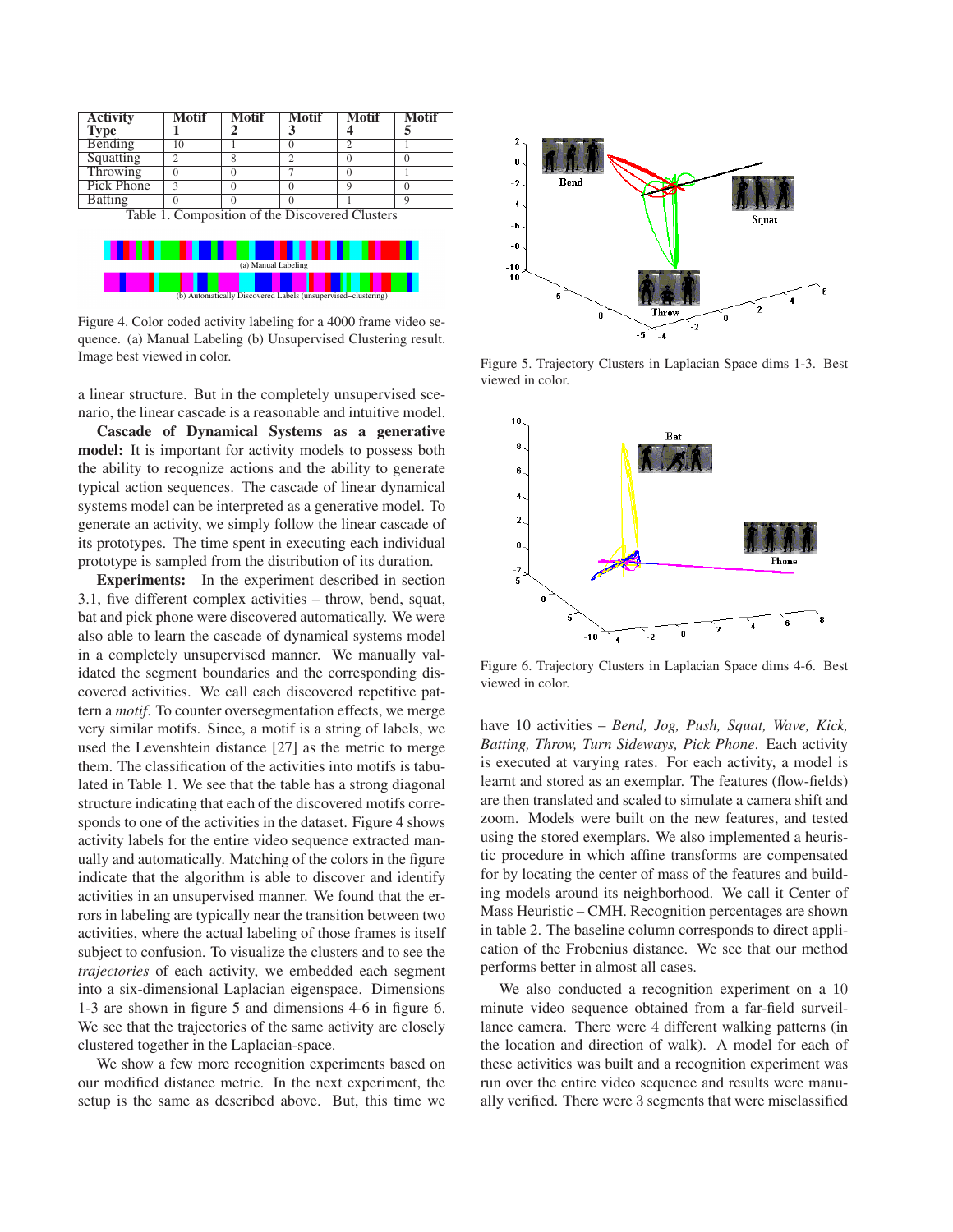| Activity Type | Motif 1 | Motif 2 | Motif 3 | Motif 4 | Motif 5 |
|---|---|---|---|---|---|
| Bending | 10 | 1 | 0 | 2 | 1 |
| Squatting | 2 | 8 | 2 | 0 | 0 |
| Throwing | 0 | 0 | 7 | 0 | 1 |
| Pick Phone | 3 | 0 | 0 | 9 | 0 |
| Batting | 0 | 0 | 0 | 1 | 9 |

Table 1. Composition of the Discovered Clusters

Figure 4. Color coded activity labeling for a 4000 frame video sequence. (a) Manual Labeling (b) Unsupervised Clustering result. Image best viewed in color.

a linear structure. But in the completely unsupervised scenario, the linear cascade is a reasonable and intuitive model.

**Cascade of Dynamical Systems as a generative model:** It is important for activity models to possess both the ability to recognize actions and the ability to generate typical action sequences. The cascade of linear dynamical systems model can be interpreted as a generative model. To generate an activity, we simply follow the linear cascade of its prototypes. The time spent in executing each individual prototype is sampled from the distribution of its duration.

**Experiments:** In the experiment described in section 3.1, five different complex activities – throw, bend, squat, bat and pick phone were discovered automatically. We were also able to learn the cascade of dynamical systems model in a completely unsupervised manner. We manually validated the segment boundaries and the corresponding discovered activities. We call each discovered repetitive pattern a *motif*. To counter oversegmentation effects, we merge very similar motifs. Since, a motif is a string of labels, we used the Levenshtein distance [27] as the metric to merge them. The classification of the activities into motifs is tabulated in Table 1. We see that the table has a strong diagonal structure indicating that each of the discovered motifs corresponds to one of the activities in the dataset. Figure 4 shows activity labels for the entire video sequence extracted manually and automatically. Matching of the colors in the figure indicate that the algorithm is able to discover and identify activities in an unsupervised manner. We found that the errors in labeling are typically near the transition between two activities, where the actual labeling of those frames is itself subject to confusion. To visualize the clusters and to see the *trajectories* of each activity, we embedded each segment into a six-dimensional Laplacian eigenspace. Dimensions 1-3 are shown in figure 5 and dimensions 4-6 in figure 6. We see that the trajectories of the same activity are closely clustered together in the Laplacian-space.

We show a few more recognition experiments based on our modified distance metric. In the next experiment, the setup is the same as described above. But, this time we have 10 activities – *Bend, Jog, Push, Squat, Wave, Kick, Batting, Throw, Turn Sideways, Pick Phone*. Each activity is executed at varying rates. For each activity, a model is learnt and stored as an exemplar. The features (flow-fields) are then translated and scaled to simulate a camera shift and zoom. Models were built on the new features, and tested using the stored exemplars. We also implemented a heuristic procedure in which affine transforms are compensated for by locating the center of mass of the features and building models around its neighborhood. We call it Center of Mass Heuristic – CMH. Recognition percentages are shown in table 2. The baseline column corresponds to direct application of the Frobenius distance. We see that our method performs better in almost all cases.

Figure 5. Trajectory Clusters in Laplacian Space dims 1-3. Best viewed in color.

Figure 6. Trajectory Clusters in Laplacian Space dims 4-6. Best viewed in color.

We also conducted a recognition experiment on a 10 minute video sequence obtained from a far-field surveillance camera. There were 4 different walking patterns (in the location and direction of walk). A model for each of these activities was built and a recognition experiment was run over the entire video sequence and results were manually verified. There were 3 segments that were misclassified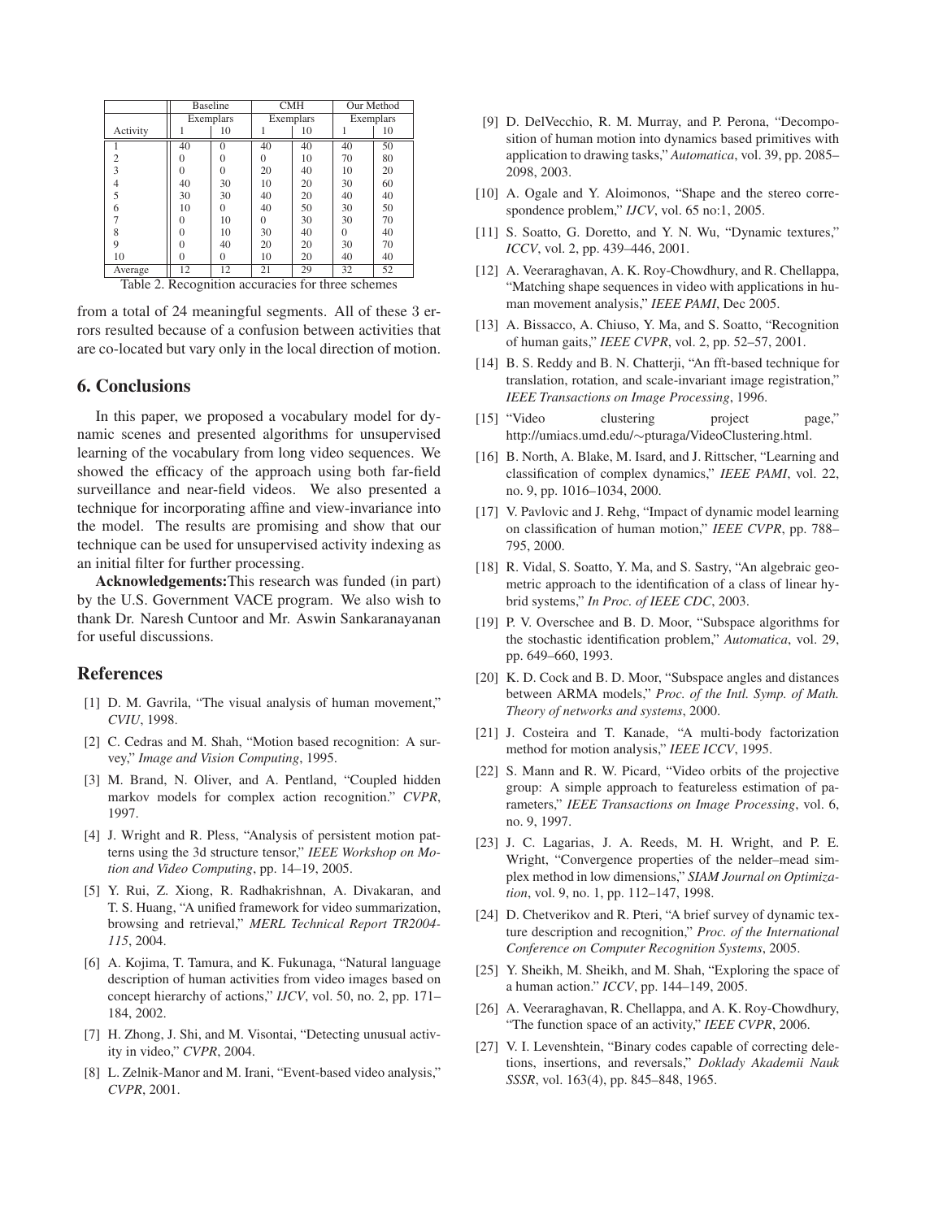| | Baseline | | CMH | | Our Method | |
|---|---|---|---|---|---|---|
| | Exemplars | | Exemplars | | Exemplars | |
| Activity | 1 | 10 | 1 | 10 | 1 | 10 |
| 1 | 40 | 0 | 40 | 40 | 40 | 50 |
| 2 | 0 | 0 | 0 | 10 | 70 | 80 |
| 3 | 0 | 0 | 20 | 40 | 10 | 20 |
| 4 | 40 | 30 | 10 | 20 | 30 | 60 |
| 5 | 30 | 30 | 40 | 20 | 40 | 40 |
| 6 | 10 | 0 | 40 | 50 | 30 | 50 |
| 7 | 0 | 10 | 0 | 30 | 30 | 70 |
| 8 | 0 | 10 | 30 | 40 | 0 | 40 |
| 9 | 0 | 40 | 20 | 20 | 30 | 70 |
| 10 | 0 | 0 | 10 | 20 | 40 | 40 |
| Average | 12 | 12 | 21 | 29 | 32 | 52 |

Table 2. Recognition accuracies for three schemes

from a total of 24 meaningful segments. All of these 3 errors resulted because of a confusion between activities that are co-located but vary only in the local direction of motion.

## 6. Conclusions

In this paper, we proposed a vocabulary model for dynamic scenes and presented algorithms for unsupervised learning of the vocabulary from long video sequences. We showed the efficacy of the approach using both far-field surveillance and near-field videos. We also presented a technique for incorporating affine and view-invariance into the model. The results are promising and show that our technique can be used for unsupervised activity indexing as an initial filter for further processing.

**Acknowledgements:**This research was funded (in part) by the U.S. Government VACE program. We also wish to thank Dr. Naresh Cuntoor and Mr. Aswin Sankaranayanan for useful discussions.

## References

[1] D. M. Gavrila, "The visual analysis of human movement," *CVIU*, 1998.

[2] C. Cedras and M. Shah, "Motion based recognition: A survey," *Image and Vision Computing*, 1995.

[3] M. Brand, N. Oliver, and A. Pentland, "Coupled hidden markov models for complex action recognition." *CVPR*, 1997.

[4] J. Wright and R. Pless, "Analysis of persistent motion patterns using the 3d structure tensor," *IEEE Workshop on Motion and Video Computing*, pp. 14–19, 2005.

[5] Y. Rui, Z. Xiong, R. Radhakrishnan, A. Divakaran, and T. S. Huang, "A unified framework for video summarization, browsing and retrieval," *MERL Technical Report TR2004-115*, 2004.

[6] A. Kojima, T. Tamura, and K. Fukunaga, "Natural language description of human activities from video images based on concept hierarchy of actions," *IJCV*, vol. 50, no. 2, pp. 171–184, 2002.

[7] H. Zhong, J. Shi, and M. Visontai, "Detecting unusual activity in video," *CVPR*, 2004.

[8] L. Zelnik-Manor and M. Irani, "Event-based video analysis," *CVPR*, 2001.

[9] D. DelVecchio, R. M. Murray, and P. Perona, "Decomposition of human motion into dynamics based primitives with application to drawing tasks," *Automatica*, vol. 39, pp. 2085–2098, 2003.

[10] A. Ogale and Y. Aloimonos, "Shape and the stereo correspondence problem," *IJCV*, vol. 65 no:1, 2005.

[11] S. Soatto, G. Doretto, and Y. N. Wu, "Dynamic textures," *ICCV*, vol. 2, pp. 439–446, 2001.

[12] A. Veeraraghavan, A. K. Roy-Chowdhury, and R. Chellappa, "Matching shape sequences in video with applications in human movement analysis," *IEEE PAMI*, Dec 2005.

[13] A. Bissacco, A. Chiuso, Y. Ma, and S. Soatto, "Recognition of human gaits," *IEEE CVPR*, vol. 2, pp. 52–57, 2001.

[14] B. S. Reddy and B. N. Chatterji, "An fft-based technique for translation, rotation, and scale-invariant image registration," *IEEE Transactions on Image Processing*, 1996.

[15] "Video clustering project page," http://umiacs.umd.edu/∼pturaga/VideoClustering.html.

[16] B. North, A. Blake, M. Isard, and J. Rittscher, "Learning and classification of complex dynamics," *IEEE PAMI*, vol. 22, no. 9, pp. 1016–1034, 2000.

[17] V. Pavlovic and J. Rehg, "Impact of dynamic model learning on classification of human motion," *IEEE CVPR*, pp. 788–795, 2000.

[18] R. Vidal, S. Soatto, Y. Ma, and S. Sastry, "An algebraic geometric approach to the identification of a class of linear hybrid systems," *In Proc. of IEEE CDC*, 2003.

[19] P. V. Overschee and B. D. Moor, "Subspace algorithms for the stochastic identification problem," *Automatica*, vol. 29, pp. 649–660, 1993.

[20] K. D. Cock and B. D. Moor, "Subspace angles and distances between ARMA models," *Proc. of the Intl. Symp. of Math. Theory of networks and systems*, 2000.

[21] J. Costeira and T. Kanade, "A multi-body factorization method for motion analysis," *IEEE ICCV*, 1995.

[22] S. Mann and R. W. Picard, "Video orbits of the projective group: A simple approach to featureless estimation of parameters," *IEEE Transactions on Image Processing*, vol. 6, no. 9, 1997.

[23] J. C. Lagarias, J. A. Reeds, M. H. Wright, and P. E. Wright, "Convergence properties of the nelder–mead simplex method in low dimensions," *SIAM Journal on Optimization*, vol. 9, no. 1, pp. 112–147, 1998.

[24] D. Chetverikov and R. Pteri, "A brief survey of dynamic texture description and recognition," *Proc. of the International Conference on Computer Recognition Systems*, 2005.

[25] Y. Sheikh, M. Sheikh, and M. Shah, "Exploring the space of a human action." *ICCV*, pp. 144–149, 2005.

[26] A. Veeraraghavan, R. Chellappa, and A. K. Roy-Chowdhury, "The function space of an activity," *IEEE CVPR*, 2006.

[27] V. I. Levenshtein, "Binary codes capable of correcting deletions, insertions, and reversals," *Doklady Akademii Nauk SSSR*, vol. 163(4), pp. 845–848, 1965.